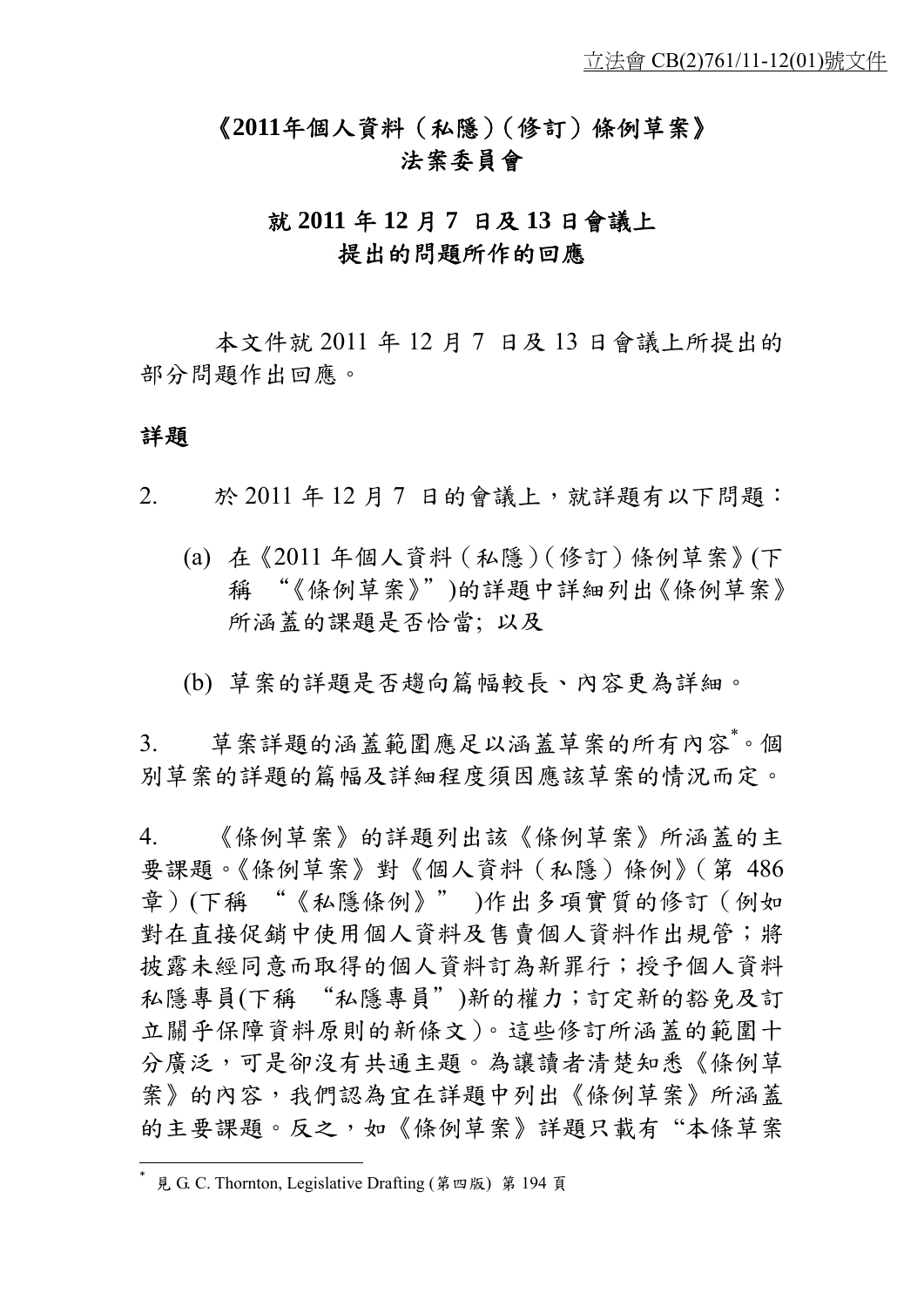立法會 CB(2)761/11-12(01)號文件

# 《2011年個人資料（私隱）(修訂）條例草案》法案委員會

## 就 2011 年 12 月 7 日及 13 日會議上提出的問題所作的回應

本文件就 2011 年 12 月 7 日及 13 日會議上所提出的部分問題作出回應。

### 詳題

2. 於 2011 年 12 月 7 日的會議上，就詳題有以下問題：

(a) 在《2011 年個人資料（私隱）(修訂）條例草案》(下稱 "《條例草案》")的詳題中詳細列出《條例草案》所涵蓋的課題是否恰當; 以及

(b) 草案的詳題是否趨向篇幅較長、內容更為詳細。

3. 草案詳題的涵蓋範圍應足以涵蓋草案的所有內容*。個別草案的詳題的篇幅及詳細程度須因應該草案的情況而定。

4. 《條例草案》的詳題列出該《條例草案》所涵蓋的主要課題。《條例草案》對《個人資料（私隱）條例》(第 486 章）(下稱 "《私隱條例》" )作出多項實質的修訂（例如對在直接促銷中使用個人資料及售賣個人資料作出規管；將披露未經同意而取得的個人資料訂為新罪行；授予個人資料私隱專員(下稱 "私隱專員")新的權力；訂定新的豁免及訂立關乎保障資料原則的新條文）。這些修訂所涵蓋的範圍十分廣泛，可是卻沒有共通主題。為讓讀者清楚知悉《條例草案》的內容，我們認為宜在詳題中列出《條例草案》所涵蓋的主要課題。反之，如《條例草案》詳題只載有 "本條草案

* 見 G. C. Thornton, Legislative Drafting (第四版) 第 194 頁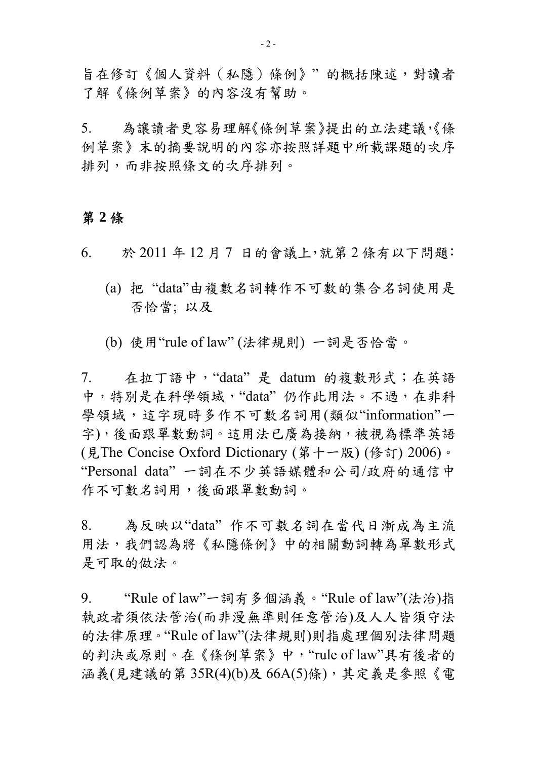旨在修訂《個人資料（私隱）條例》"的概括陳述，對讀者了解《條例草案》的內容沒有幫助。

5. 為讓讀者更容易理解《條例草案》提出的立法建議，《條例草案》末的摘要說明的內容亦按照詳題中所載課題的次序排列，而非按照條文的次序排列。

## 第 2 條

6. 於 2011 年 12 月 7 日的會議上，就第 2 條有以下問題：

(a) 把"data"由複數名詞轉作不可數的集合名詞使用是否恰當；以及

(b) 使用"rule of law" (法律規則) 一詞是否恰當。

7. 在拉丁語中，"data" 是 datum 的複數形式；在英語中，特別是在科學領域，"data" 仍作此用法。不過，在非科學領域，這字現時多作不可數名詞用(類似"information"一字)，後面跟單數動詞。這用法已廣為接納，被視為標準英語(見The Concise Oxford Dictionary (第十一版) (修訂) 2006)。"Personal data" 一詞在不少英語媒體和公司/政府的通信中作不可數名詞用，後面跟單數動詞。

8. 為反映以"data" 作不可數名詞在當代日漸成為主流用法，我們認為將《私隱條例》中的相關動詞轉為單數形式是可取的做法。

9. "Rule of law"一詞有多個涵義。"Rule of law"(法治)指執政者須依法管治(而非漫無準則任意管治)及人人皆須守法的法律原理。"Rule of law"(法律規則)則指處理個別法律問題的判決或原則。在《條例草案》中，"rule of law"具有後者的涵義(見建議的第 35R(4)(b)及 66A(5)條)，其定義是參照《電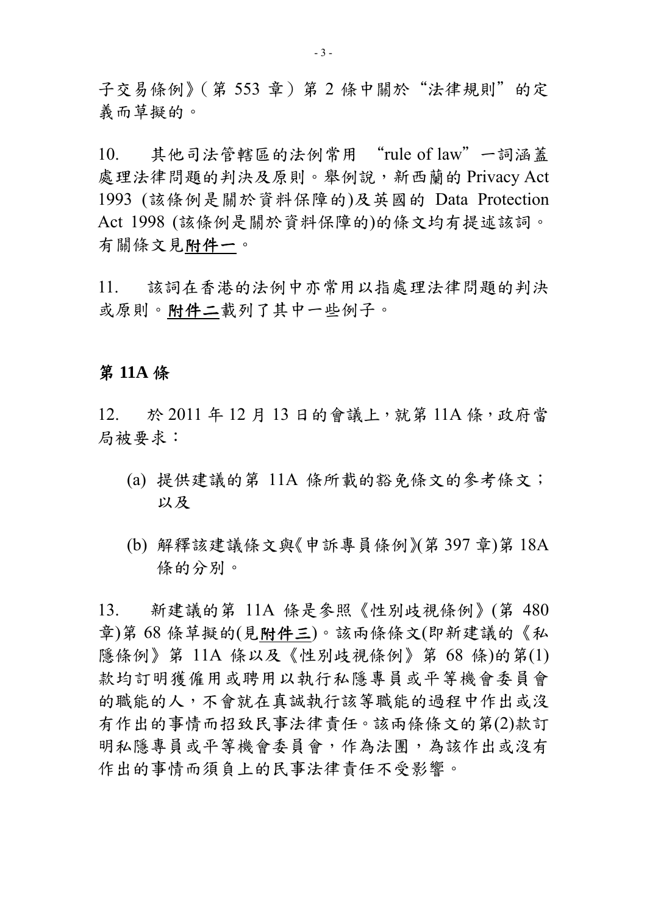子交易條例》(第 553 章) 第 2 條中關於“法律規則”的定義而草擬的。

10. 其他司法管轄區的法例常用 “rule of law”一詞涵蓋處理法律問題的判決及原則。舉例說，新西蘭的 Privacy Act 1993 (該條例是關於資料保障的)及英國的 Data Protection Act 1998 (該條例是關於資料保障的)的條文均有提述該詞。有關條文見**附件一**。

11. 該詞在香港的法例中亦常用以指處理法律問題的判決或原則。**附件二**載列了其中一些例子。

## 第 11A 條

12. 於 2011 年 12 月 13 日的會議上，就第 11A 條，政府當局被要求：

(a) 提供建議的第 11A 條所載的豁免條文的參考條文；以及

(b) 解釋該建議條文與《申訴專員條例》(第 397 章)第 18A 條的分別。

13. 新建議的第 11A 條是參照《性別歧視條例》(第 480 章)第 68 條草擬的(見**附件三**)。該兩條條文(即新建議的《私隱條例》第 11A 條以及《性別歧視條例》第 68 條)的第(1)款均訂明獲僱用或聘用以執行私隱專員或平等機會委員會的職能的人，不會就在真誠執行該等職能的過程中作出或沒有作出的事情而招致民事法律責任。該兩條條文的第(2)款訂明私隱專員或平等機會委員會，作為法團，為該作出或沒有作出的事情而須負上的民事法律責任不受影響。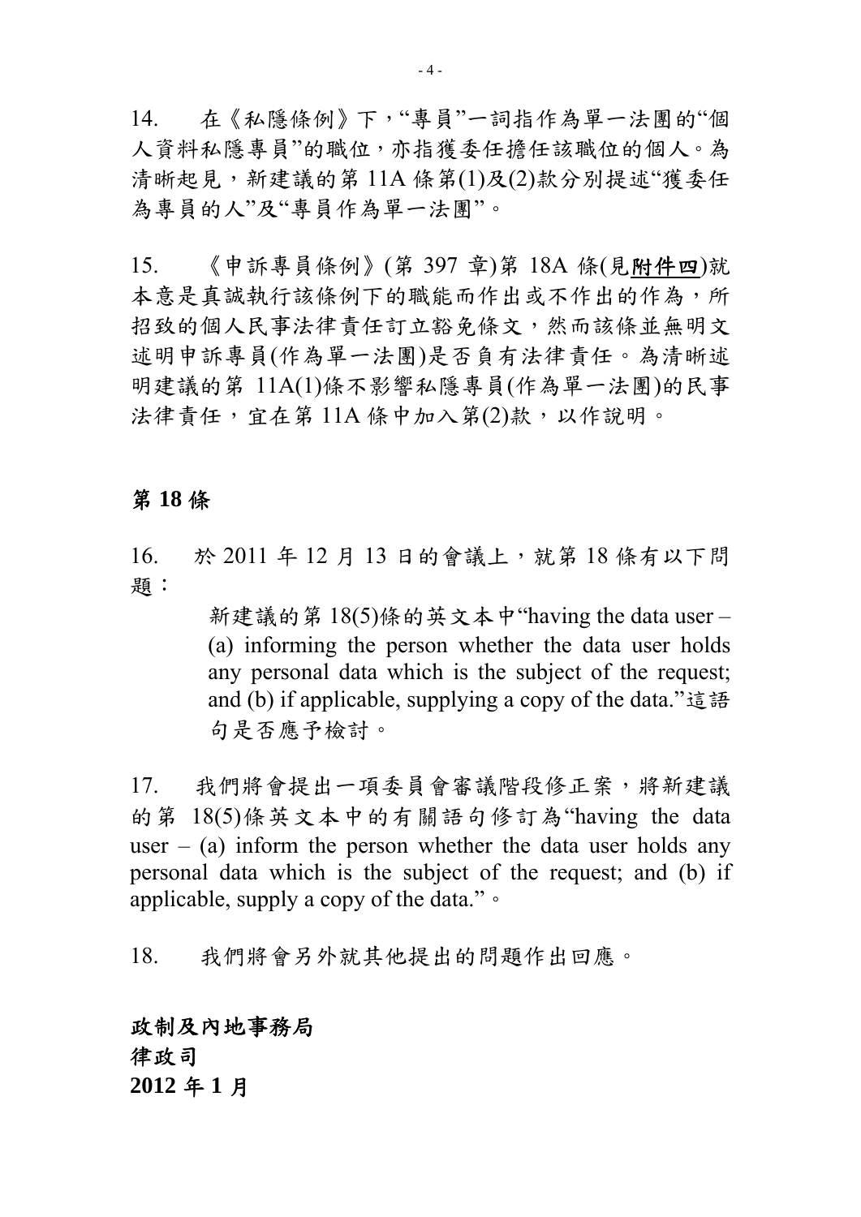14. 在《私隱條例》下，“專員”一詞指作為單一法團的“個人資料私隱專員”的職位，亦指獲委任擔任該職位的個人。為清晰起見，新建議的第 11A 條第(1)及(2)款分別提述“獲委任為專員的人”及“專員作為單一法團”。

15. 《申訴專員條例》(第 397 章)第 18A 條(見<u>**附件四**</u>)就本意是真誠執行該條例下的職能而作出或不作出的作為，所招致的個人民事法律責任訂立豁免條文，然而該條並無明文述明申訴專員(作為單一法團)是否負有法律責任。為清晰述明建議的第 11A(1)條不影響私隱專員(作為單一法團)的民事法律責任，宜在第 11A 條中加入第(2)款，以作說明。

## 第 18 條

16. 於 2011 年 12 月 13 日的會議上，就第 18 條有以下問題：

> 新建議的第 18(5)條的英文本中“having the data user – (a) informing the person whether the data user holds any personal data which is the subject of the request; and (b) if applicable, supplying a copy of the data.”這語句是否應予檢討。

17. 我們將會提出一項委員會審議階段修正案，將新建議的第 18(5)條英文本中的有關語句修訂為“having the data user – (a) inform the person whether the data user holds any personal data which is the subject of the request; and (b) if applicable, supply a copy of the data.”。

18. 我們將會另外就其他提出的問題作出回應。

**政制及內地事務局**
**律政司**
**2012 年 1 月**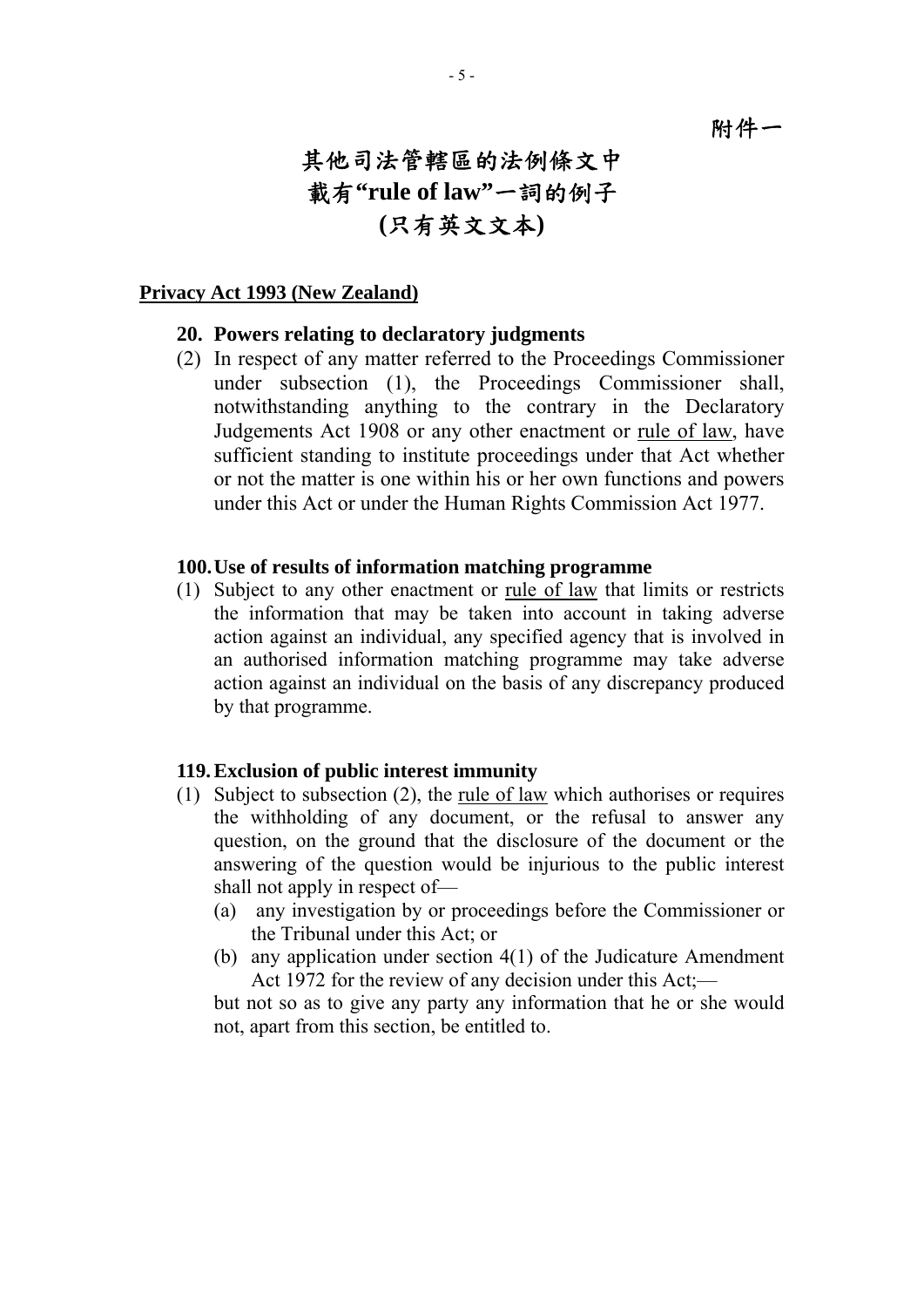附件一

# 其他司法管轄區的法例條文中載有"rule of law"一詞的例子 (只有英文文本)

**Privacy Act 1993 (New Zealand)**

### 20. Powers relating to declaratory judgments

(2) In respect of any matter referred to the Proceedings Commissioner under subsection (1), the Proceedings Commissioner shall, notwithstanding anything to the contrary in the Declaratory Judgements Act 1908 or any other enactment or <u>rule of law</u>, have sufficient standing to institute proceedings under that Act whether or not the matter is one within his or her own functions and powers under this Act or under the Human Rights Commission Act 1977.

### 100. Use of results of information matching programme

(1) Subject to any other enactment or <u>rule of law</u> that limits or restricts the information that may be taken into account in taking adverse action against an individual, any specified agency that is involved in an authorised information matching programme may take adverse action against an individual on the basis of any discrepancy produced by that programme.

### 119. Exclusion of public interest immunity

(1) Subject to subsection (2), the <u>rule of law</u> which authorises or requires the withholding of any document, or the refusal to answer any question, on the ground that the disclosure of the document or the answering of the question would be injurious to the public interest shall not apply in respect of—

- (a) any investigation by or proceedings before the Commissioner or the Tribunal under this Act; or
- (b) any application under section 4(1) of the Judicature Amendment Act 1972 for the review of any decision under this Act;—

but not so as to give any party any information that he or she would not, apart from this section, be entitled to.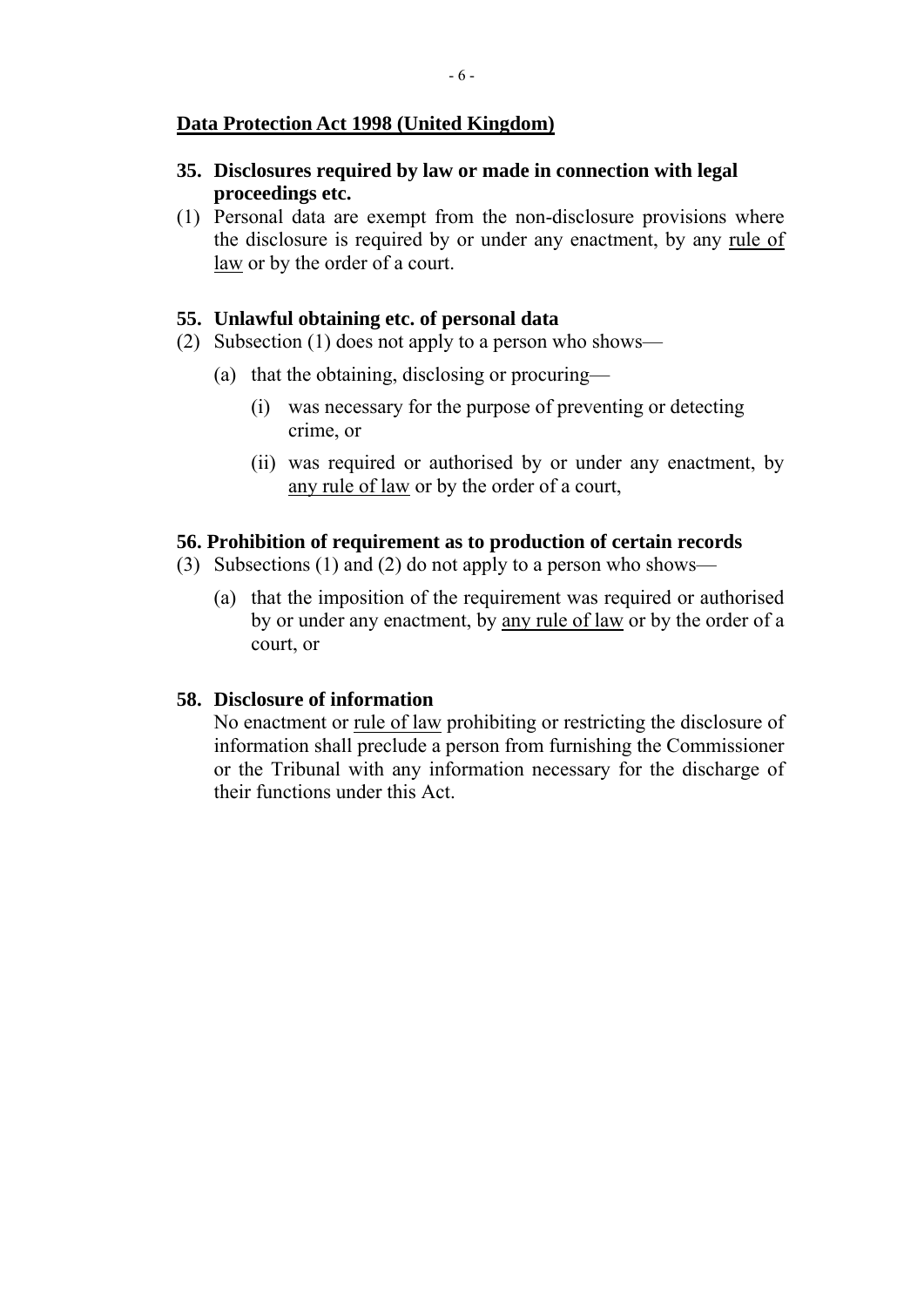**<u>Data Protection Act 1998 (United Kingdom)</u>**

**35. Disclosures required by law or made in connection with legal proceedings etc.**

(1) Personal data are exempt from the non-disclosure provisions where the disclosure is required by or under any enactment, by any <u>rule of law</u> or by the order of a court.

**55. Unlawful obtaining etc. of personal data**

(2) Subsection (1) does not apply to a person who shows—

   (a) that the obtaining, disclosing or procuring—

      (i) was necessary for the purpose of preventing or detecting crime, or

      (ii) was required or authorised by or under any enactment, by <u>any rule of law</u> or by the order of a court,

**56. Prohibition of requirement as to production of certain records**

(3) Subsections (1) and (2) do not apply to a person who shows—

   (a) that the imposition of the requirement was required or authorised by or under any enactment, by <u>any rule of law</u> or by the order of a court, or

**58. Disclosure of information**

No enactment or <u>rule of law</u> prohibiting or restricting the disclosure of information shall preclude a person from furnishing the Commissioner or the Tribunal with any information necessary for the discharge of their functions under this Act.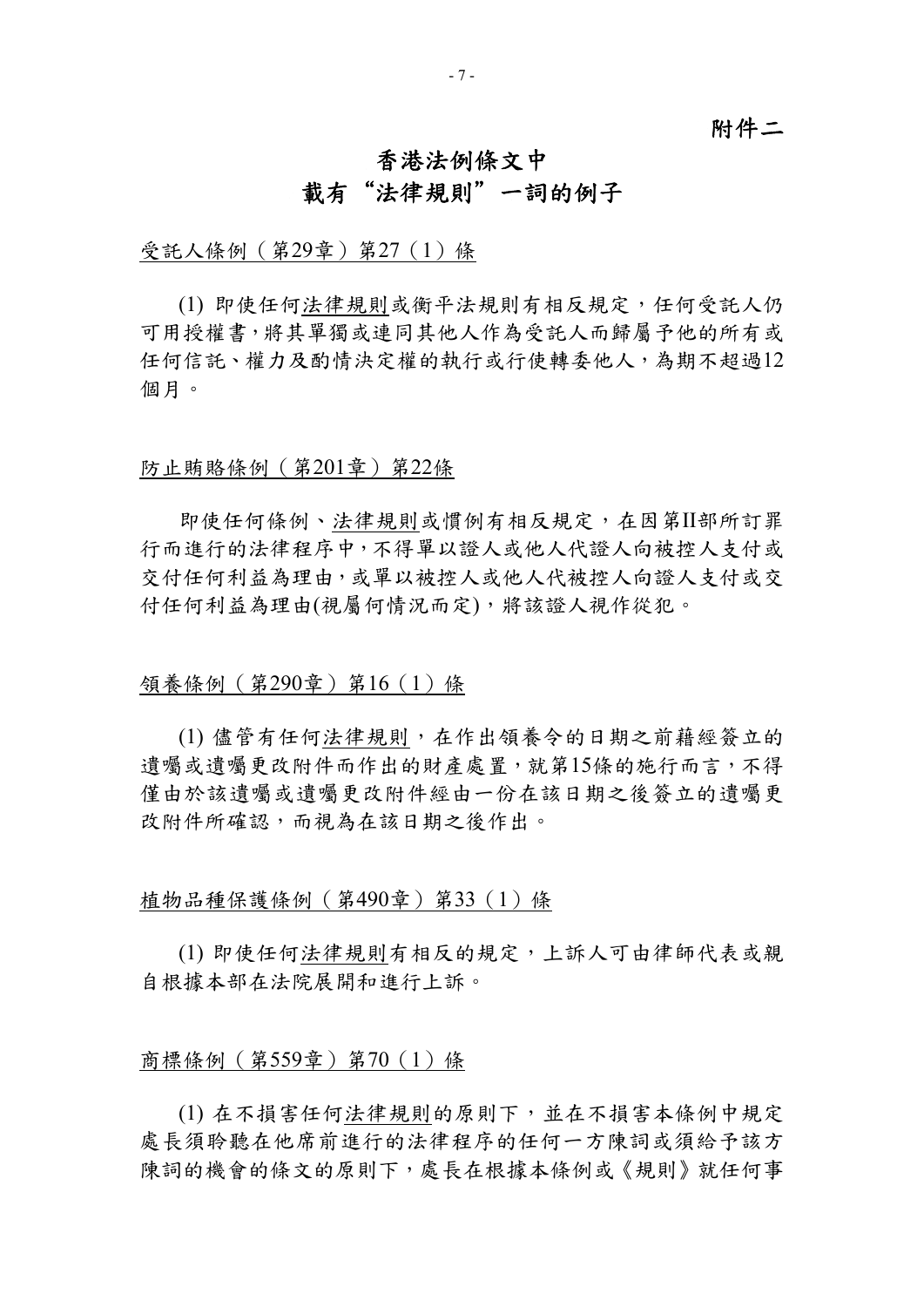附件二

# 香港法例條文中
# 載有"法律規則"一詞的例子

受託人條例（第29章）第27（1）條

(1) 即使任何法律規則或衡平法規則有相反規定，任何受託人仍可用授權書，將其單獨或連同其他人作為受託人而歸屬予他的所有或任何信託、權力及酌情決定權的執行或行使轉委他人，為期不超過12個月。

防止賄賂條例（第201章）第22條

即使任何條例、法律規則或慣例有相反規定，在因第II部所訂罪行而進行的法律程序中，不得單以證人或他人代證人向被控人支付或交付任何利益為理由，或單以被控人或他人代被控人向證人支付或交付任何利益為理由(視屬何情況而定)，將該證人視作從犯。

領養條例（第290章）第16（1）條

(1) 儘管有任何法律規則，在作出領養令的日期之前藉經簽立的遺囑或遺囑更改附件而作出的財產處置，就第15條的施行而言，不得僅由於該遺囑或遺囑更改附件經由一份在該日期之後簽立的遺囑更改附件所確認，而視為在該日期之後作出。

植物品種保護條例（第490章）第33（1）條

(1) 即使任何法律規則有相反的規定，上訴人可由律師代表或親自根據本部在法院展開和進行上訴。

商標條例（第559章）第70（1）條

(1) 在不損害任何法律規則的原則下，並在不損害本條例中規定處長須聆聽在他席前進行的法律程序的任何一方陳詞或須給予該方陳詞的機會的條文的原則下，處長在根據本條例或《規則》就任何事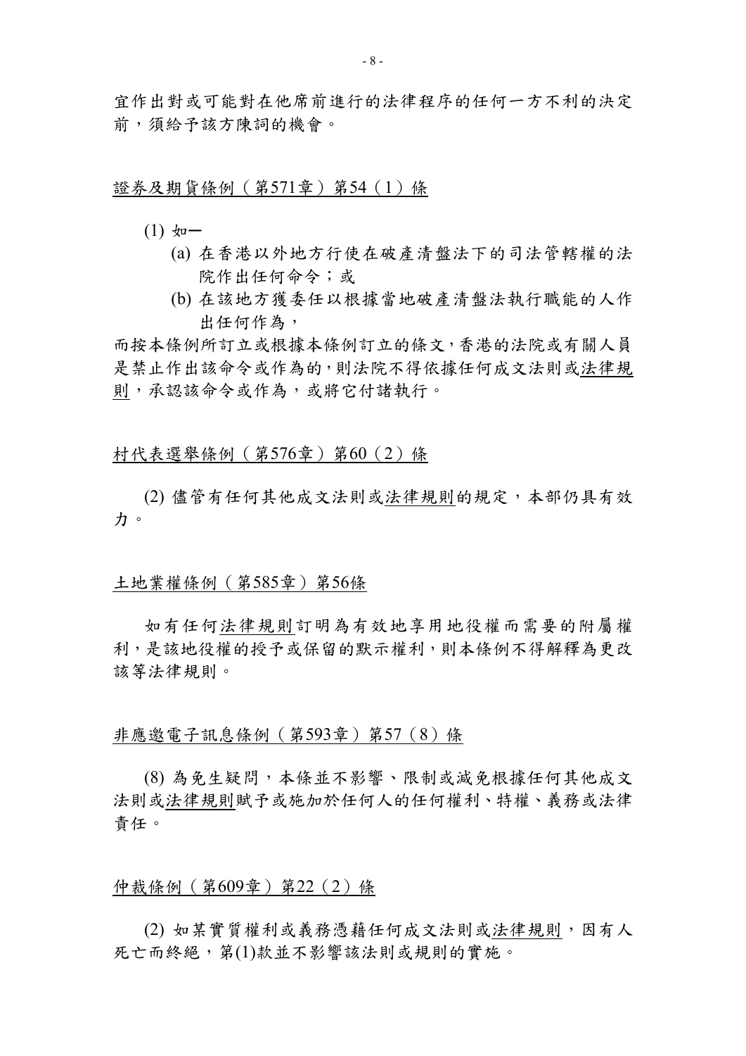宜作出對或可能對在他席前進行的法律程序的任何一方不利的決定前，須給予該方陳詞的機會。

<u>證券及期貨條例（第571章）第54（1）條</u>

(1) 如—

(a) 在香港以外地方行使在破產清盤法下的司法管轄權的法院作出任何命令；或

(b) 在該地方獲委任以根據當地破產清盤法執行職能的人作出任何作為，

而按本條例所訂立或根據本條例訂立的條文，香港的法院或有關人員是禁止作出該命令或作為的，則法院不得依據任何成文法則或<u>法律規則</u>，承認該命令或作為，或將它付諸執行。

<u>村代表選舉條例（第576章）第60（2）條</u>

(2) 儘管有任何其他成文法則或<u>法律規則</u>的規定，本部仍具有效力。

<u>土地業權條例（第585章）第56條</u>

如有任何<u>法律規則</u>訂明為有效地享用地役權而需要的附屬權利，是該地役權的授予或保留的默示權利，則本條例不得解釋為更改該等法律規則。

<u>非應邀電子訊息條例（第593章）第57（8）條</u>

(8) 為免生疑問，本條並不影響、限制或減免根據任何其他成文法則或<u>法律規則</u>賦予或施加於任何人的任何權利、特權、義務或法律責任。

<u>仲裁條例（第609章）第22（2）條</u>

(2) 如某實質權利或義務憑藉任何成文法則或<u>法律規則</u>，因有人死亡而終絕，第(1)款並不影響該法則或規則的實施。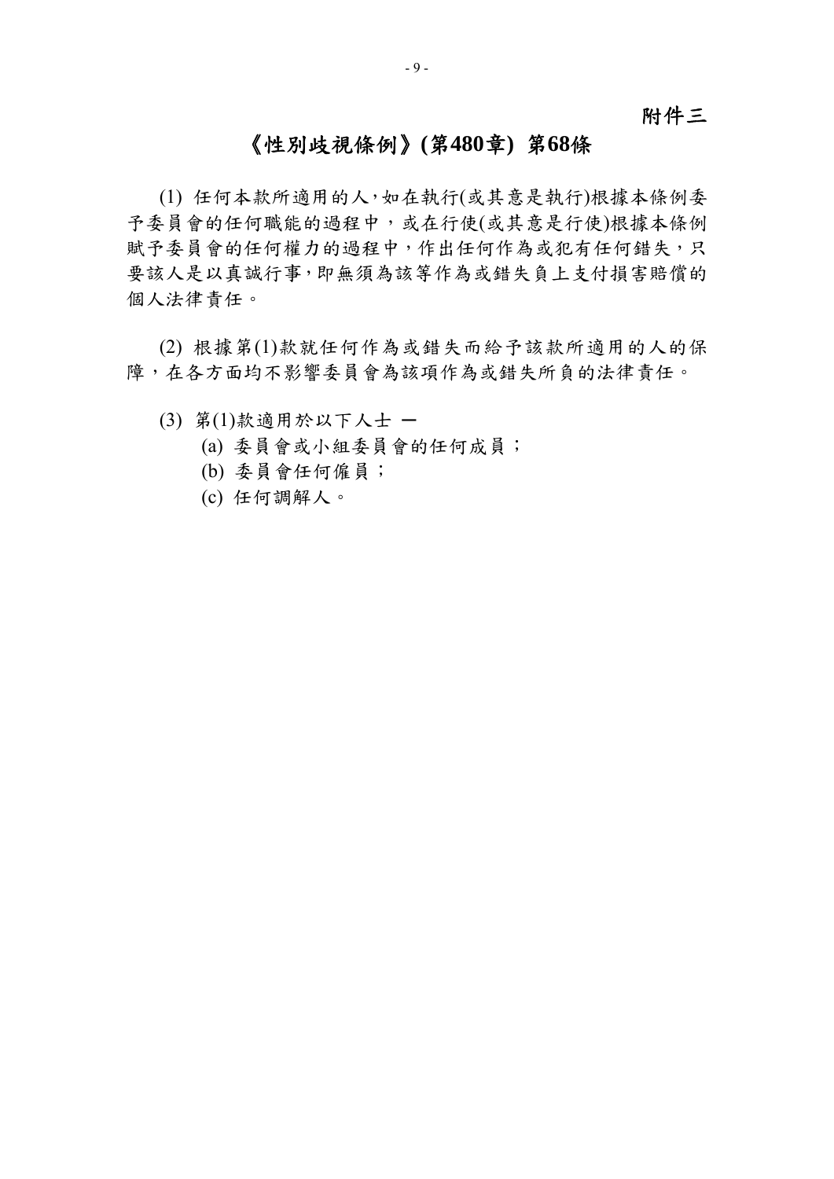附件三

# 《性別歧視條例》(第480章) 第68條

(1) 任何本款所適用的人，如在執行(或其意是執行)根據本條例委予委員會的任何職能的過程中，或在行使(或其意是行使)根據本條例賦予委員會的任何權力的過程中，作出任何作為或犯有任何錯失，只要該人是以真誠行事，即無須為該等作為或錯失負上支付損害賠償的個人法律責任。

(2) 根據第(1)款就任何作為或錯失而給予該款所適用的人的保障，在各方面均不影響委員會為該項作為或錯失所負的法律責任。

(3) 第(1)款適用於以下人士 ─

(a) 委員會或小組委員會的任何成員；

(b) 委員會任何僱員；

(c) 任何調解人。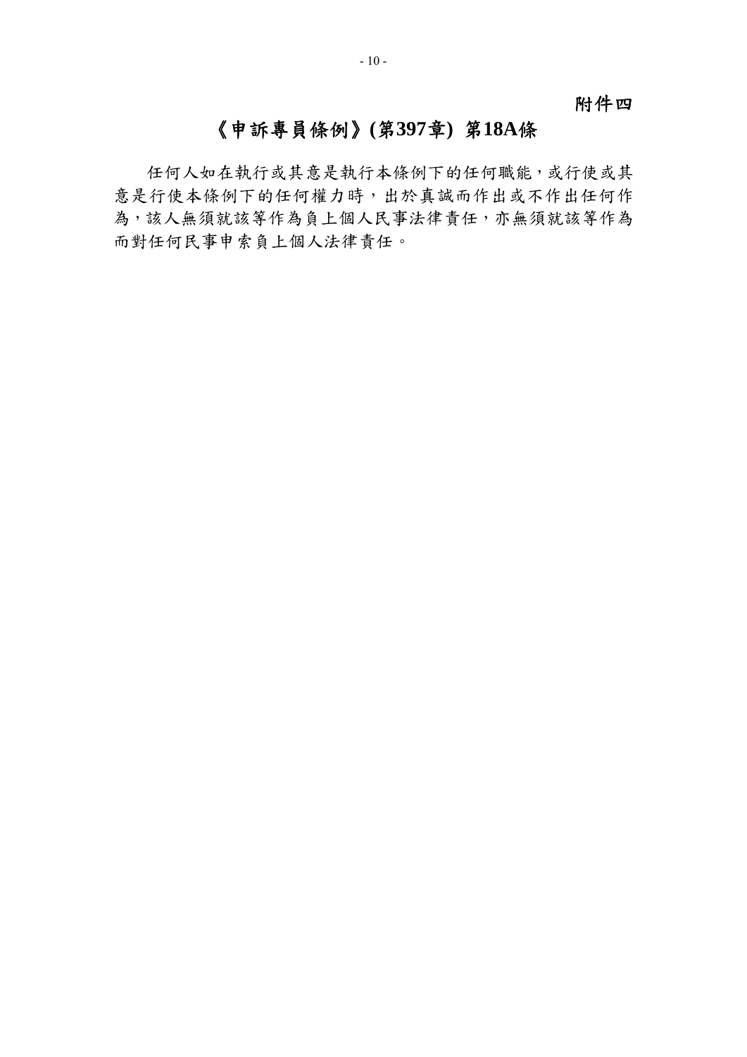附件四

# 《申訴專員條例》(第397章) 第18A條

任何人如在執行或其意是執行本條例下的任何職能，或行使或其意是行使本條例下的任何權力時，出於真誠而作出或不作出任何作為，該人無須就該等作為負上個人民事法律責任，亦無須就該等作為而對任何民事申索負上個人法律責任。